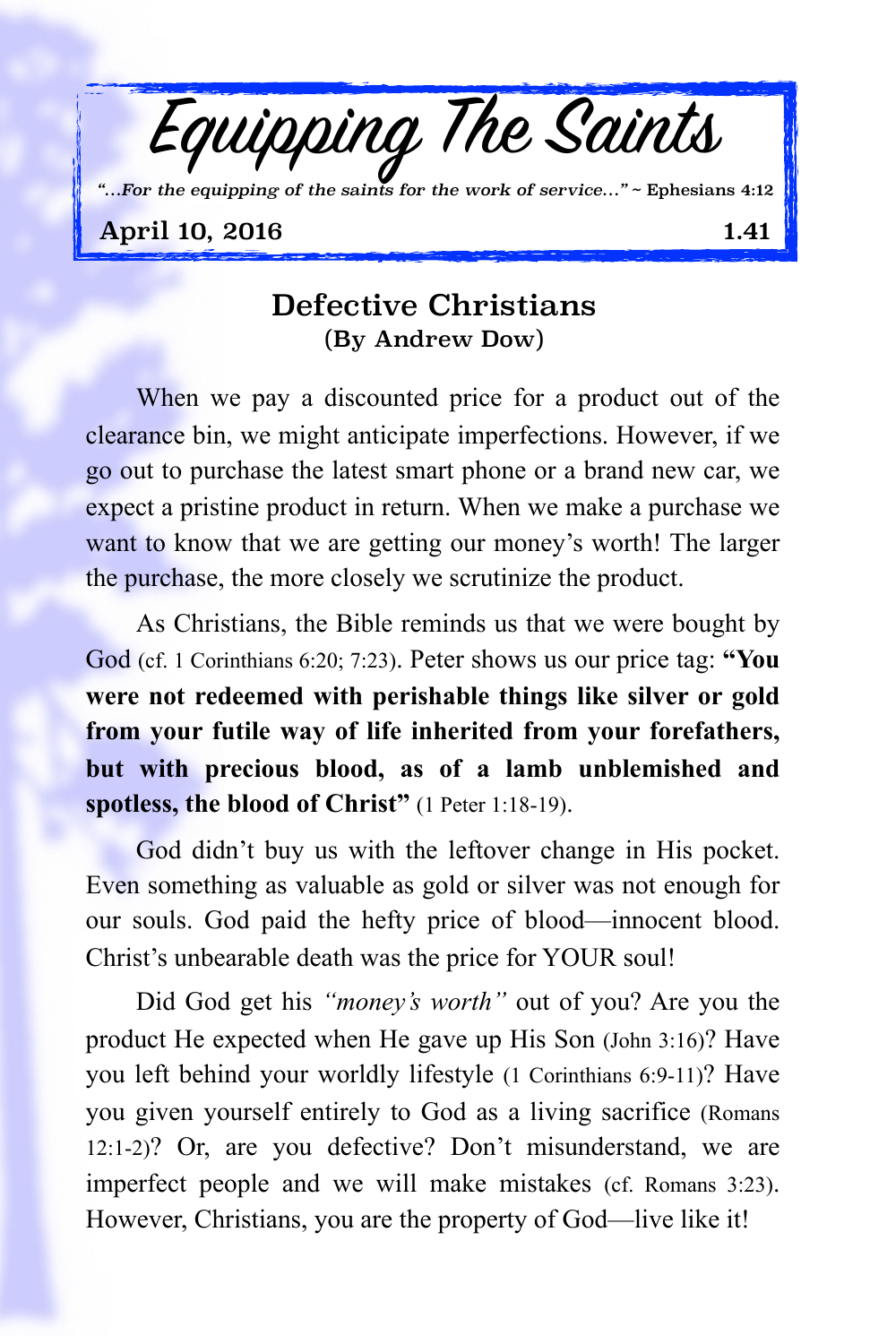# Equipping The Saints

*"...For the equipping of the saints for the work of service..."* ~ Ephesians 4:12

**April 10, 2016** **1.41**

## Defective Christians

**(By Andrew Dow)**

When we pay a discounted price for a product out of the clearance bin, we might anticipate imperfections. However, if we go out to purchase the latest smart phone or a brand new car, we expect a pristine product in return. When we make a purchase we want to know that we are getting our money's worth! The larger the purchase, the more closely we scrutinize the product.

As Christians, the Bible reminds us that we were bought by God (cf. 1 Corinthians 6:20; 7:23). Peter shows us our price tag: **"You were not redeemed with perishable things like silver or gold from your futile way of life inherited from your forefathers, but with precious blood, as of a lamb unblemished and spotless, the blood of Christ"** (1 Peter 1:18-19).

God didn't buy us with the leftover change in His pocket. Even something as valuable as gold or silver was not enough for our souls. God paid the hefty price of blood—innocent blood. Christ's unbearable death was the price for YOUR soul!

Did God get his *"money's worth"* out of you? Are you the product He expected when He gave up His Son (John 3:16)? Have you left behind your worldly lifestyle (1 Corinthians 6:9-11)? Have you given yourself entirely to God as a living sacrifice (Romans 12:1-2)? Or, are you defective? Don't misunderstand, we are imperfect people and we will make mistakes (cf. Romans 3:23). However, Christians, you are the property of God—live like it!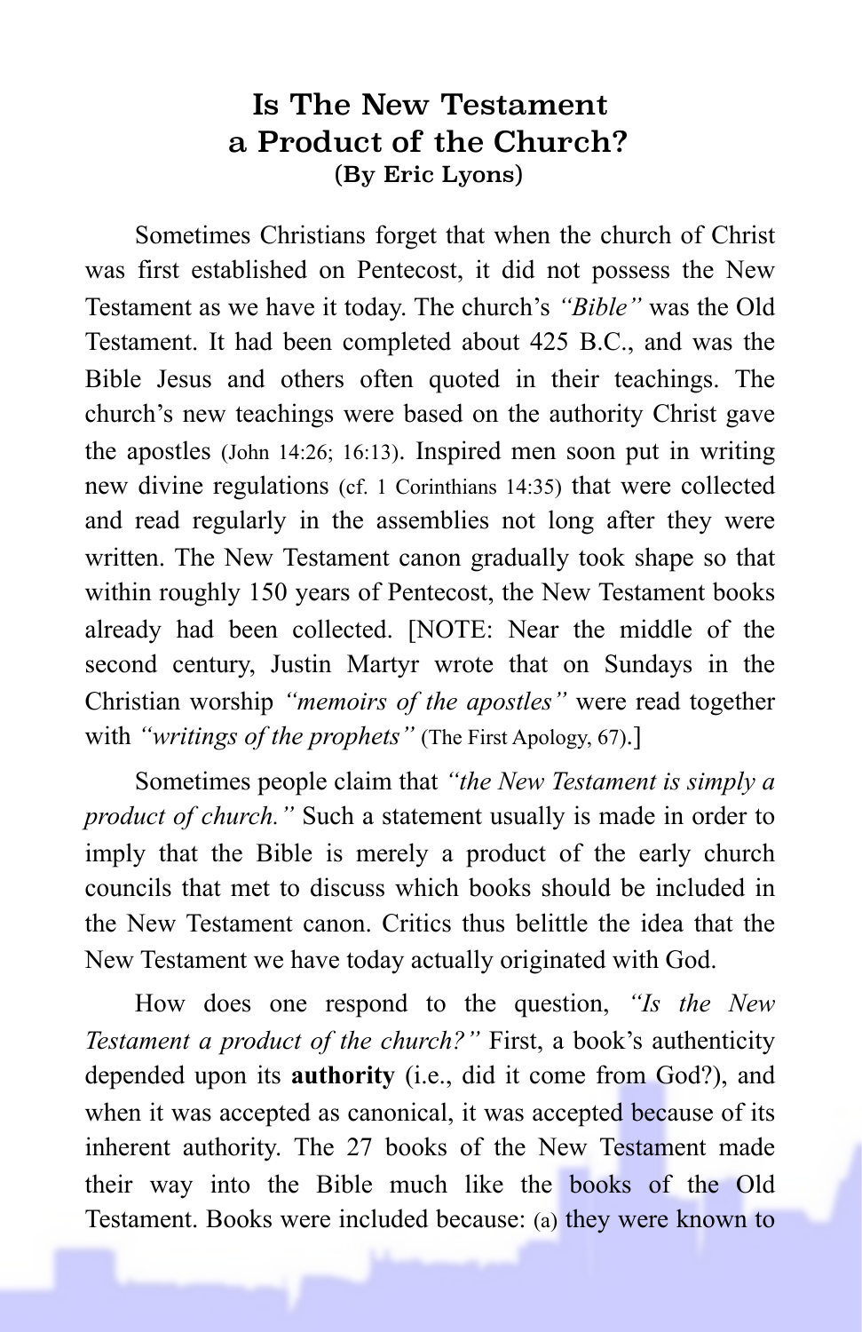## Is The New Testament a Product of the Church?

**(By Eric Lyons)**

Sometimes Christians forget that when the church of Christ was first established on Pentecost, it did not possess the New Testament as we have it today. The church's *"Bible"* was the Old Testament. It had been completed about 425 B.C., and was the Bible Jesus and others often quoted in their teachings. The church's new teachings were based on the authority Christ gave the apostles (John 14:26; 16:13). Inspired men soon put in writing new divine regulations (cf. 1 Corinthians 14:35) that were collected and read regularly in the assemblies not long after they were written. The New Testament canon gradually took shape so that within roughly 150 years of Pentecost, the New Testament books already had been collected. [NOTE: Near the middle of the second century, Justin Martyr wrote that on Sundays in the Christian worship *"memoirs of the apostles"* were read together with *"writings of the prophets"* (The First Apology, 67).]

Sometimes people claim that *"the New Testament is simply a product of church."* Such a statement usually is made in order to imply that the Bible is merely a product of the early church councils that met to discuss which books should be included in the New Testament canon. Critics thus belittle the idea that the New Testament we have today actually originated with God.

How does one respond to the question, *"Is the New Testament a product of the church?"* First, a book's authenticity depended upon its **authority** (i.e., did it come from God?), and when it was accepted as canonical, it was accepted because of its inherent authority. The 27 books of the New Testament made their way into the Bible much like the books of the Old Testament. Books were included because: (a) they were known to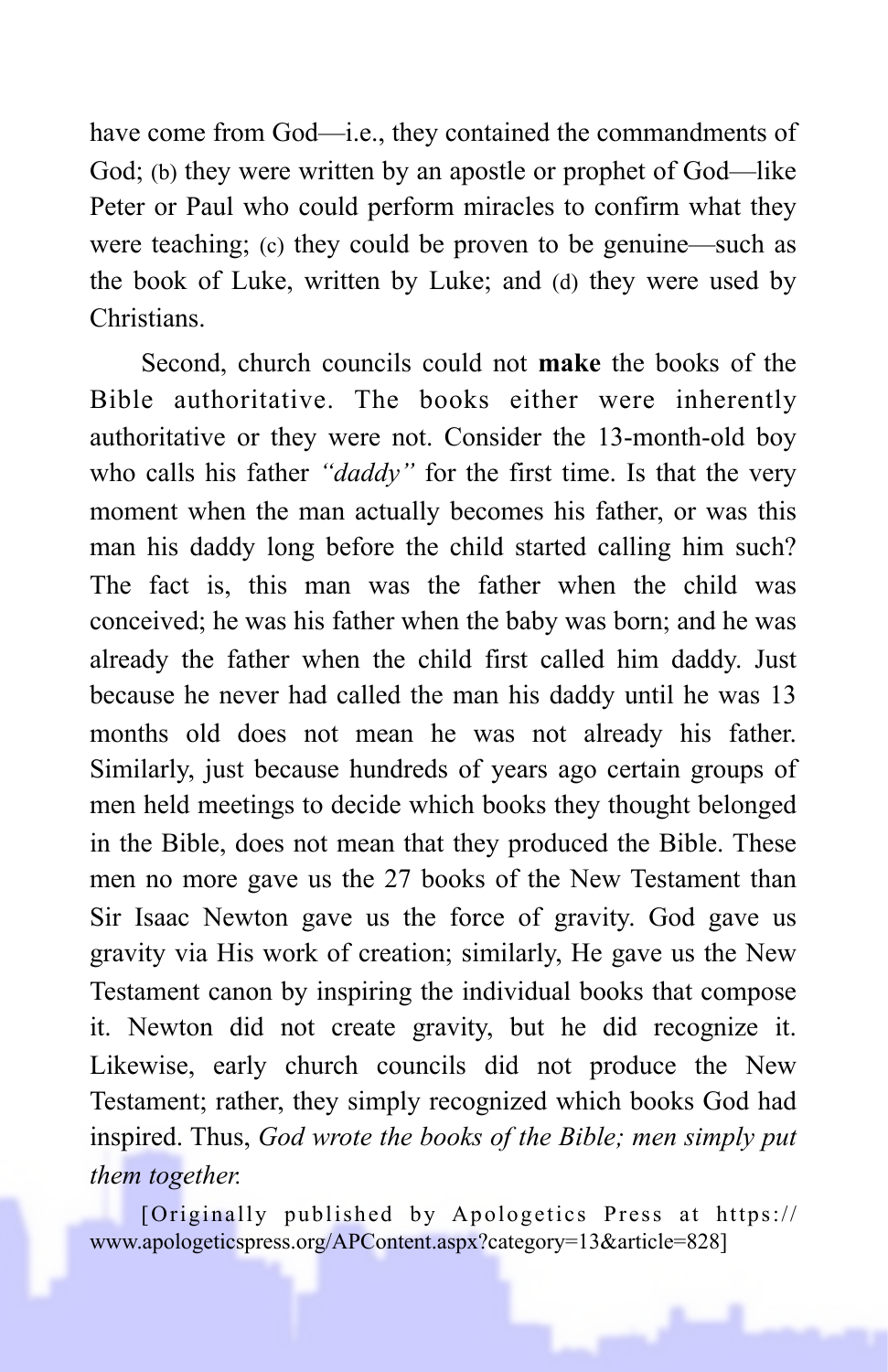have come from God—i.e., they contained the commandments of God; (b) they were written by an apostle or prophet of God—like Peter or Paul who could perform miracles to confirm what they were teaching; (c) they could be proven to be genuine—such as the book of Luke, written by Luke; and (d) they were used by Christians.

Second, church councils could not **make** the books of the Bible authoritative. The books either were inherently authoritative or they were not. Consider the 13-month-old boy who calls his father *"daddy"* for the first time. Is that the very moment when the man actually becomes his father, or was this man his daddy long before the child started calling him such? The fact is, this man was the father when the child was conceived; he was his father when the baby was born; and he was already the father when the child first called him daddy. Just because he never had called the man his daddy until he was 13 months old does not mean he was not already his father. Similarly, just because hundreds of years ago certain groups of men held meetings to decide which books they thought belonged in the Bible, does not mean that they produced the Bible. These men no more gave us the 27 books of the New Testament than Sir Isaac Newton gave us the force of gravity. God gave us gravity via His work of creation; similarly, He gave us the New Testament canon by inspiring the individual books that compose it. Newton did not create gravity, but he did recognize it. Likewise, early church councils did not produce the New Testament; rather, they simply recognized which books God had inspired. Thus, *God wrote the books of the Bible; men simply put them together.*

[Originally published by Apologetics Press at https://www.apologeticspress.org/APContent.aspx?category=13&article=828]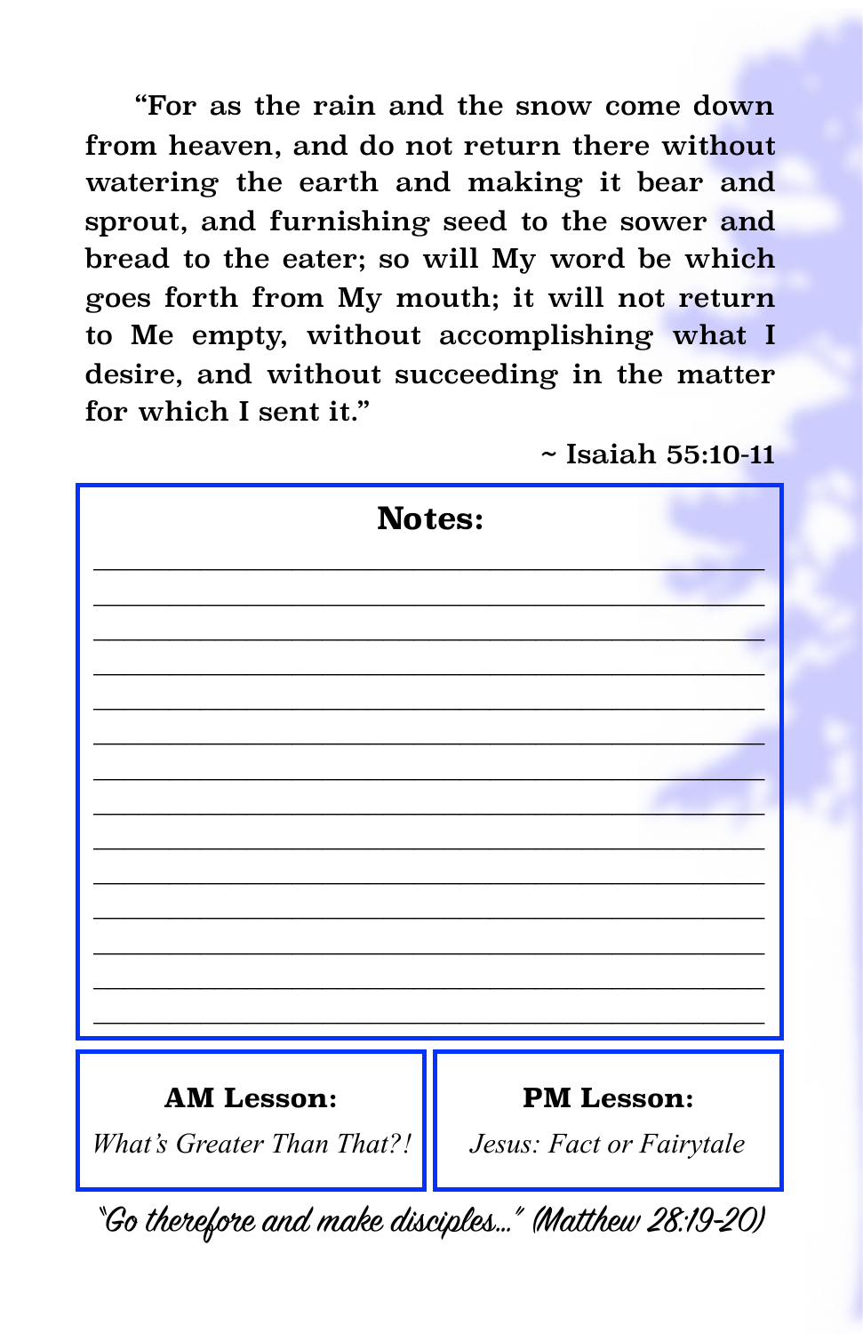“For as the rain and the snow come down from heaven, and do not return there without watering the earth and making it bear and sprout, and furnishing seed to the sower and bread to the eater; so will My word be which goes forth from My mouth; it will not return to Me empty, without accomplishing what I desire, and without succeeding in the matter for which I sent it.”

~ Isaiah 55:10-11

## Notes:

______________________________________________

______________________________________________

______________________________________________

______________________________________________

______________________________________________

______________________________________________

______________________________________________

______________________________________________

______________________________________________

______________________________________________

______________________________________________

______________________________________________

______________________________________________

______________________________________________

**AM Lesson:**

*What’s Greater Than That?!*

**PM Lesson:**

*Jesus: Fact or Fairytale*

*“Go therefore and make disciples…” (Matthew 28:19-20)*